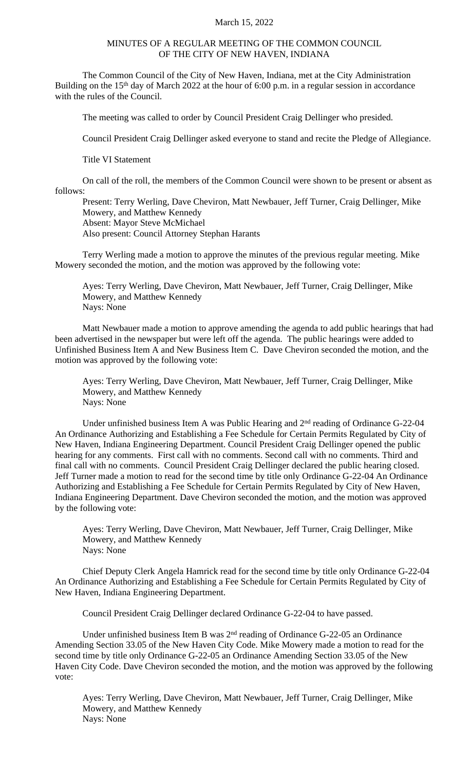March 15, 2022

MINUTES OF A REGULAR MEETING OF THE COMMON COUNCIL
OF THE CITY OF NEW HAVEN, INDIANA

The Common Council of the City of New Haven, Indiana, met at the City Administration Building on the 15th day of March 2022 at the hour of 6:00 p.m. in a regular session in accordance with the rules of the Council.

The meeting was called to order by Council President Craig Dellinger who presided.

Council President Craig Dellinger asked everyone to stand and recite the Pledge of Allegiance.

Title VI Statement

On call of the roll, the members of the Common Council were shown to be present or absent as follows:

Present: Terry Werling, Dave Cheviron, Matt Newbauer, Jeff Turner, Craig Dellinger, Mike Mowery, and Matthew Kennedy
Absent: Mayor Steve McMichael
Also present: Council Attorney Stephan Harants

Terry Werling made a motion to approve the minutes of the previous regular meeting. Mike Mowery seconded the motion, and the motion was approved by the following vote:

Ayes: Terry Werling, Dave Cheviron, Matt Newbauer, Jeff Turner, Craig Dellinger, Mike Mowery, and Matthew Kennedy
Nays: None

Matt Newbauer made a motion to approve amending the agenda to add public hearings that had been advertised in the newspaper but were left off the agenda. The public hearings were added to Unfinished Business Item A and New Business Item C. Dave Cheviron seconded the motion, and the motion was approved by the following vote:

Ayes: Terry Werling, Dave Cheviron, Matt Newbauer, Jeff Turner, Craig Dellinger, Mike Mowery, and Matthew Kennedy
Nays: None

Under unfinished business Item A was Public Hearing and 2nd reading of Ordinance G-22-04 An Ordinance Authorizing and Establishing a Fee Schedule for Certain Permits Regulated by City of New Haven, Indiana Engineering Department. Council President Craig Dellinger opened the public hearing for any comments. First call with no comments. Second call with no comments. Third and final call with no comments. Council President Craig Dellinger declared the public hearing closed. Jeff Turner made a motion to read for the second time by title only Ordinance G-22-04 An Ordinance Authorizing and Establishing a Fee Schedule for Certain Permits Regulated by City of New Haven, Indiana Engineering Department. Dave Cheviron seconded the motion, and the motion was approved by the following vote:

Ayes: Terry Werling, Dave Cheviron, Matt Newbauer, Jeff Turner, Craig Dellinger, Mike Mowery, and Matthew Kennedy
Nays: None

Chief Deputy Clerk Angela Hamrick read for the second time by title only Ordinance G-22-04 An Ordinance Authorizing and Establishing a Fee Schedule for Certain Permits Regulated by City of New Haven, Indiana Engineering Department.

Council President Craig Dellinger declared Ordinance G-22-04 to have passed.

Under unfinished business Item B was 2nd reading of Ordinance G-22-05 an Ordinance Amending Section 33.05 of the New Haven City Code. Mike Mowery made a motion to read for the second time by title only Ordinance G-22-05 an Ordinance Amending Section 33.05 of the New Haven City Code. Dave Cheviron seconded the motion, and the motion was approved by the following vote:

Ayes: Terry Werling, Dave Cheviron, Matt Newbauer, Jeff Turner, Craig Dellinger, Mike Mowery, and Matthew Kennedy
Nays: None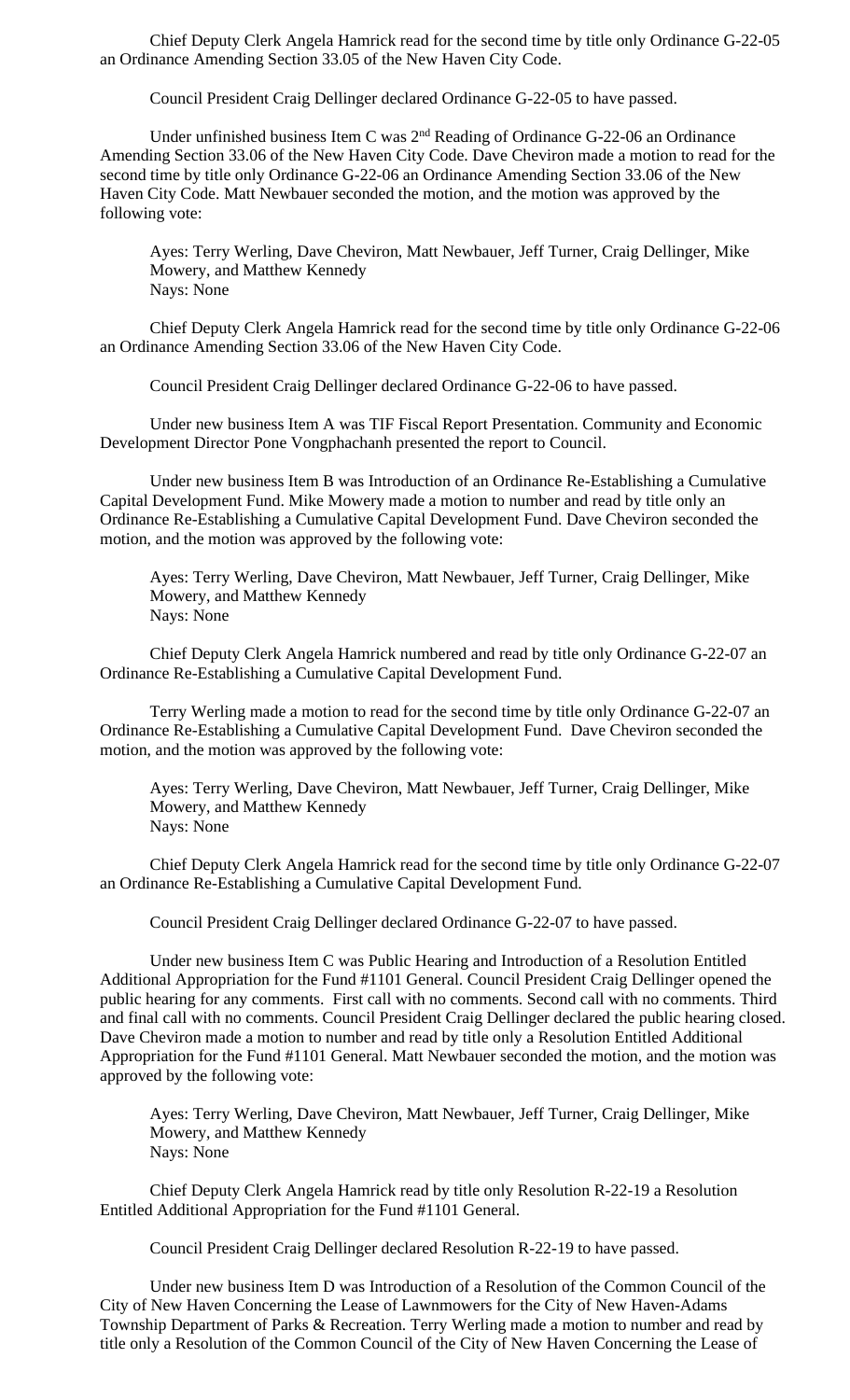Chief Deputy Clerk Angela Hamrick read for the second time by title only Ordinance G-22-05 an Ordinance Amending Section 33.05 of the New Haven City Code.

Council President Craig Dellinger declared Ordinance G-22-05 to have passed.

Under unfinished business Item C was 2nd Reading of Ordinance G-22-06 an Ordinance Amending Section 33.06 of the New Haven City Code. Dave Cheviron made a motion to read for the second time by title only Ordinance G-22-06 an Ordinance Amending Section 33.06 of the New Haven City Code. Matt Newbauer seconded the motion, and the motion was approved by the following vote:

Ayes: Terry Werling, Dave Cheviron, Matt Newbauer, Jeff Turner, Craig Dellinger, Mike Mowery, and Matthew Kennedy
Nays: None

Chief Deputy Clerk Angela Hamrick read for the second time by title only Ordinance G-22-06 an Ordinance Amending Section 33.06 of the New Haven City Code.

Council President Craig Dellinger declared Ordinance G-22-06 to have passed.

Under new business Item A was TIF Fiscal Report Presentation. Community and Economic Development Director Pone Vongphachanh presented the report to Council.

Under new business Item B was Introduction of an Ordinance Re-Establishing a Cumulative Capital Development Fund. Mike Mowery made a motion to number and read by title only an Ordinance Re-Establishing a Cumulative Capital Development Fund. Dave Cheviron seconded the motion, and the motion was approved by the following vote:

Ayes: Terry Werling, Dave Cheviron, Matt Newbauer, Jeff Turner, Craig Dellinger, Mike Mowery, and Matthew Kennedy
Nays: None

Chief Deputy Clerk Angela Hamrick numbered and read by title only Ordinance G-22-07 an Ordinance Re-Establishing a Cumulative Capital Development Fund.

Terry Werling made a motion to read for the second time by title only Ordinance G-22-07 an Ordinance Re-Establishing a Cumulative Capital Development Fund. Dave Cheviron seconded the motion, and the motion was approved by the following vote:

Ayes: Terry Werling, Dave Cheviron, Matt Newbauer, Jeff Turner, Craig Dellinger, Mike Mowery, and Matthew Kennedy
Nays: None

Chief Deputy Clerk Angela Hamrick read for the second time by title only Ordinance G-22-07 an Ordinance Re-Establishing a Cumulative Capital Development Fund.

Council President Craig Dellinger declared Ordinance G-22-07 to have passed.

Under new business Item C was Public Hearing and Introduction of a Resolution Entitled Additional Appropriation for the Fund #1101 General. Council President Craig Dellinger opened the public hearing for any comments. First call with no comments. Second call with no comments. Third and final call with no comments. Council President Craig Dellinger declared the public hearing closed. Dave Cheviron made a motion to number and read by title only a Resolution Entitled Additional Appropriation for the Fund #1101 General. Matt Newbauer seconded the motion, and the motion was approved by the following vote:

Ayes: Terry Werling, Dave Cheviron, Matt Newbauer, Jeff Turner, Craig Dellinger, Mike Mowery, and Matthew Kennedy
Nays: None

Chief Deputy Clerk Angela Hamrick read by title only Resolution R-22-19 a Resolution Entitled Additional Appropriation for the Fund #1101 General.

Council President Craig Dellinger declared Resolution R-22-19 to have passed.

Under new business Item D was Introduction of a Resolution of the Common Council of the City of New Haven Concerning the Lease of Lawnmowers for the City of New Haven-Adams Township Department of Parks & Recreation. Terry Werling made a motion to number and read by title only a Resolution of the Common Council of the City of New Haven Concerning the Lease of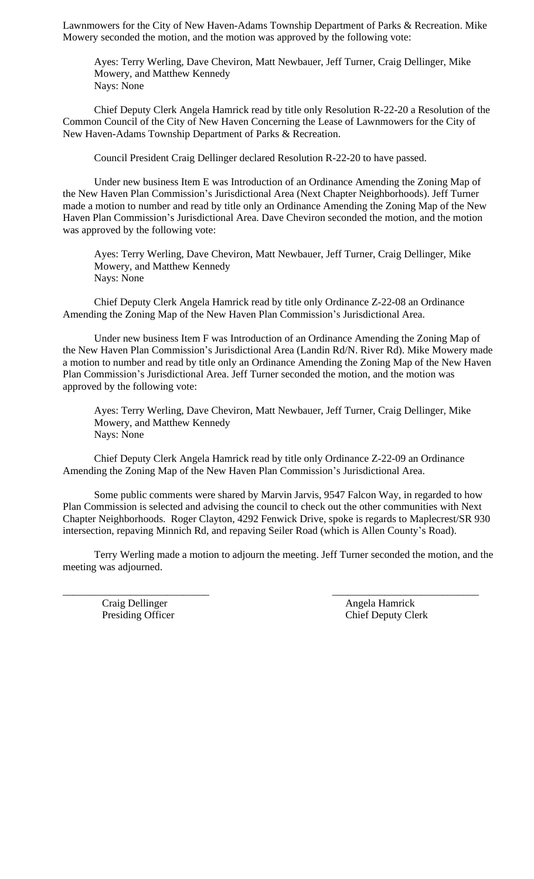Lawnmowers for the City of New Haven-Adams Township Department of Parks & Recreation. Mike Mowery seconded the motion, and the motion was approved by the following vote:

Ayes: Terry Werling, Dave Cheviron, Matt Newbauer, Jeff Turner, Craig Dellinger, Mike Mowery, and Matthew Kennedy
Nays: None

Chief Deputy Clerk Angela Hamrick read by title only Resolution R-22-20 a Resolution of the Common Council of the City of New Haven Concerning the Lease of Lawnmowers for the City of New Haven-Adams Township Department of Parks & Recreation.

Council President Craig Dellinger declared Resolution R-22-20 to have passed.

Under new business Item E was Introduction of an Ordinance Amending the Zoning Map of the New Haven Plan Commission's Jurisdictional Area (Next Chapter Neighborhoods). Jeff Turner made a motion to number and read by title only an Ordinance Amending the Zoning Map of the New Haven Plan Commission's Jurisdictional Area. Dave Cheviron seconded the motion, and the motion was approved by the following vote:

Ayes: Terry Werling, Dave Cheviron, Matt Newbauer, Jeff Turner, Craig Dellinger, Mike Mowery, and Matthew Kennedy
Nays: None

Chief Deputy Clerk Angela Hamrick read by title only Ordinance Z-22-08 an Ordinance Amending the Zoning Map of the New Haven Plan Commission's Jurisdictional Area.

Under new business Item F was Introduction of an Ordinance Amending the Zoning Map of the New Haven Plan Commission's Jurisdictional Area (Landin Rd/N. River Rd). Mike Mowery made a motion to number and read by title only an Ordinance Amending the Zoning Map of the New Haven Plan Commission's Jurisdictional Area. Jeff Turner seconded the motion, and the motion was approved by the following vote:

Ayes: Terry Werling, Dave Cheviron, Matt Newbauer, Jeff Turner, Craig Dellinger, Mike Mowery, and Matthew Kennedy
Nays: None

Chief Deputy Clerk Angela Hamrick read by title only Ordinance Z-22-09 an Ordinance Amending the Zoning Map of the New Haven Plan Commission's Jurisdictional Area.

Some public comments were shared by Marvin Jarvis, 9547 Falcon Way, in regarded to how Plan Commission is selected and advising the council to check out the other communities with Next Chapter Neighborhoods. Roger Clayton, 4292 Fenwick Drive, spoke is regards to Maplecrest/SR 930 intersection, repaving Minnich Rd, and repaving Seiler Road (which is Allen County's Road).

Terry Werling made a motion to adjourn the meeting. Jeff Turner seconded the motion, and the meeting was adjourned.

\_\_\_\_\_\_\_\_\_\_\_\_\_\_\_\_\_\_\_\_\_\_\_\_\_\_\_\_
Craig Dellinger
Presiding Officer

\_\_\_\_\_\_\_\_\_\_\_\_\_\_\_\_\_\_\_\_\_\_\_\_\_\_\_\_
Angela Hamrick
Chief Deputy Clerk